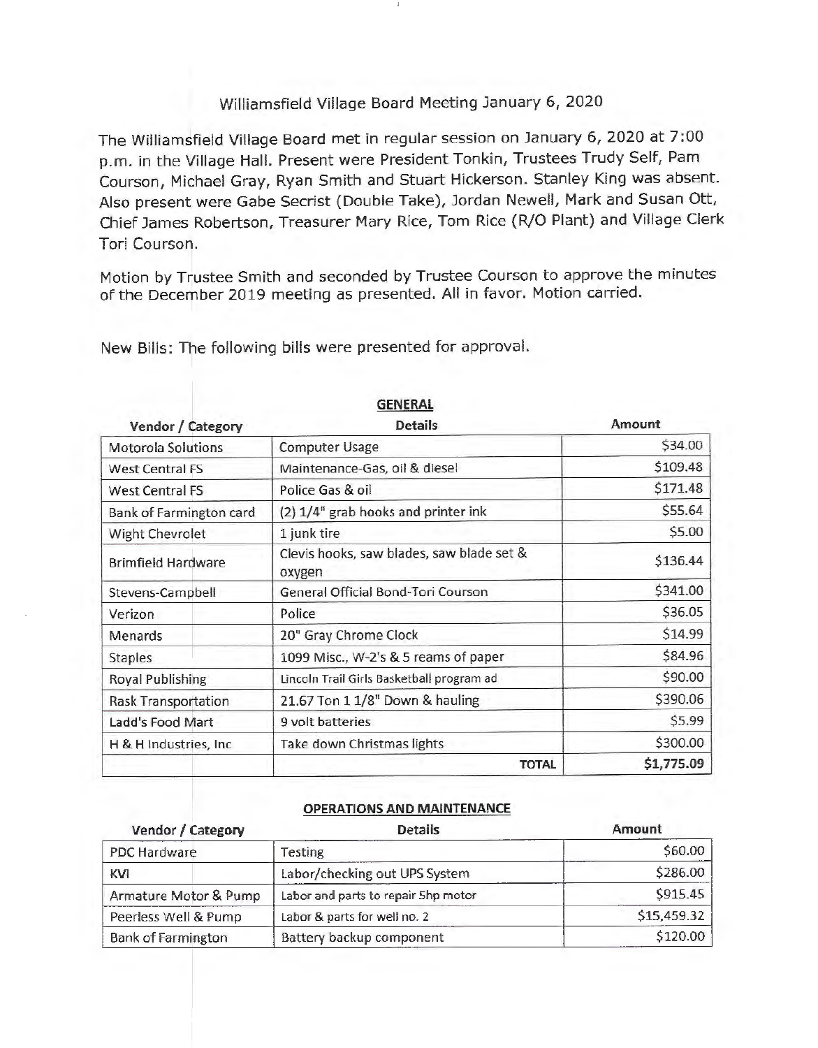# Williamsfield Village Board Meeting January 6, 2020

The Williamsfield Village Board met in regular session on January 6, 2020 at 7:00 p.m. in the Village Hall. Present were President Tonkin, Trustees Trudy Self, Pam Courson, Michael Gray, Ryan Smith and Stuart Hickerson. Stanley King was absent. Also present were Gabe Secrist (Double Take), Jordan Newell, Mark and Susan Ott, Chief James Robertson, Treasurer Mary Rice, Tom Rice (R/O Plant) and Village Clerk Tori Courson.

Motion by Trustee Smith and seconded by Trustee Courson to approve the minutes of the December 2019 meeting as presented. All in favor. Motion carried.

New Bills: The following bills were presented for approval.

**GENERAL**

| Vendor / Category | Details | Amount |
| --- | --- | --- |
| Motorola Solutions | Computer Usage | $34.00 |
| West Central FS | Maintenance-Gas, oil & diesel | $109.48 |
| West Central FS | Police Gas & oil | $171.48 |
| Bank of Farmington card | (2) 1/4" grab hooks and printer ink | $55.64 |
| Wight Chevrolet | 1 junk tire | $5.00 |
| Brimfield Hardware | Clevis hooks, saw blades, saw blade set & oxygen | $136.44 |
| Stevens-Campbell | General Official Bond-Tori Courson | $341.00 |
| Verizon | Police | $36.05 |
| Menards | 20" Gray Chrome Clock | $14.99 |
| Staples | 1099 Misc., W-2's & 5 reams of paper | $84.96 |
| Royal Publishing | Lincoln Trail Girls Basketball program ad | $90.00 |
| Rask Transportation | 21.67 Ton 1 1/8" Down & hauling | $390.06 |
| Ladd's Food Mart | 9 volt batteries | $5.99 |
| H & H Industries, Inc | Take down Christmas lights | $300.00 |
| | **TOTAL** | **$1,775.09** |

**OPERATIONS AND MAINTENANCE**

| Vendor / Category | Details | Amount |
| --- | --- | --- |
| PDC Hardware | Testing | $60.00 |
| KVI | Labor/checking out UPS System | $286.00 |
| Armature Motor & Pump | Labor and parts to repair 5hp motor | $915.45 |
| Peerless Well & Pump | Labor & parts for well no. 2 | $15,459.32 |
| Bank of Farmington | Battery backup component | $120.00 |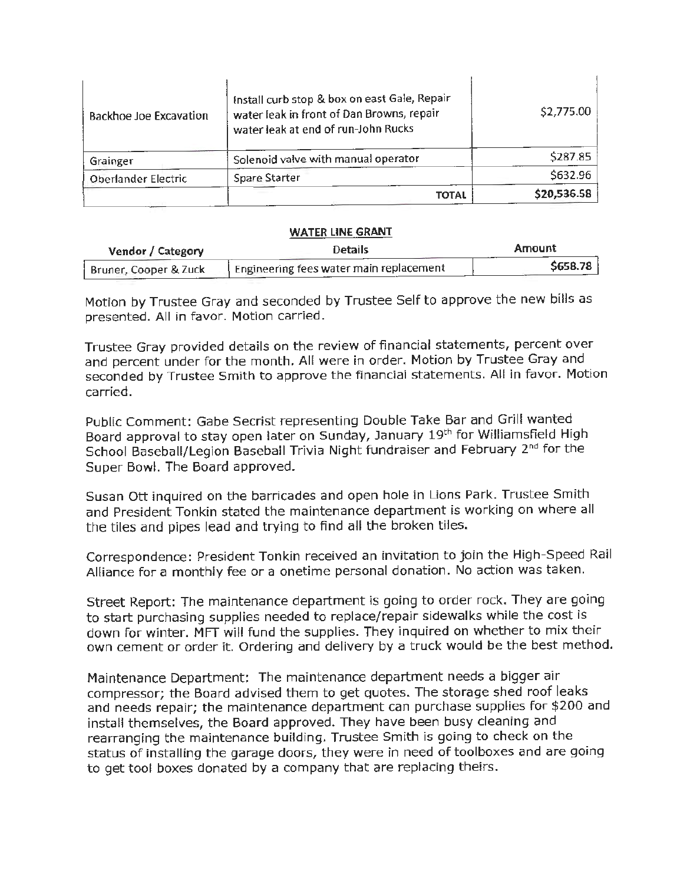| | | |
|---|---|---|
| Backhoe Joe Excavation | Install curb stop & box on east Gale, Repair water leak in front of Dan Browns, repair water leak at end of run-John Rucks | $2,775.00 |
| Grainger | Solenoid valve with manual operator | $287.85 |
| Oberlander Electric | Spare Starter | $632.96 |
| | **TOTAL** | **$20,536.58** |

**WATER LINE GRANT**

| Vendor / Category | Details | Amount |
|---|---|---|
| Bruner, Cooper & Zuck | Engineering fees water main replacement | $658.78 |

Motion by Trustee Gray and seconded by Trustee Self to approve the new bills as presented. All in favor. Motion carried.

Trustee Gray provided details on the review of financial statements, percent over and percent under for the month. All were in order. Motion by Trustee Gray and seconded by Trustee Smith to approve the financial statements. All in favor. Motion carried.

Public Comment: Gabe Secrist representing Double Take Bar and Grill wanted Board approval to stay open later on Sunday, January 19th for Williamsfield High School Baseball/Legion Baseball Trivia Night fundraiser and February 2nd for the Super Bowl. The Board approved.

Susan Ott inquired on the barricades and open hole in Lions Park. Trustee Smith and President Tonkin stated the maintenance department is working on where all the tiles and pipes lead and trying to find all the broken tiles.

Correspondence: President Tonkin received an invitation to join the High-Speed Rail Alliance for a monthly fee or a onetime personal donation. No action was taken.

Street Report: The maintenance department is going to order rock. They are going to start purchasing supplies needed to replace/repair sidewalks while the cost is down for winter. MFT will fund the supplies. They inquired on whether to mix their own cement or order it. Ordering and delivery by a truck would be the best method.

Maintenance Department: The maintenance department needs a bigger air compressor; the Board advised them to get quotes. The storage shed roof leaks and needs repair; the maintenance department can purchase supplies for $200 and install themselves, the Board approved. They have been busy cleaning and rearranging the maintenance building. Trustee Smith is going to check on the status of installing the garage doors, they were in need of toolboxes and are going to get tool boxes donated by a company that are replacing theirs.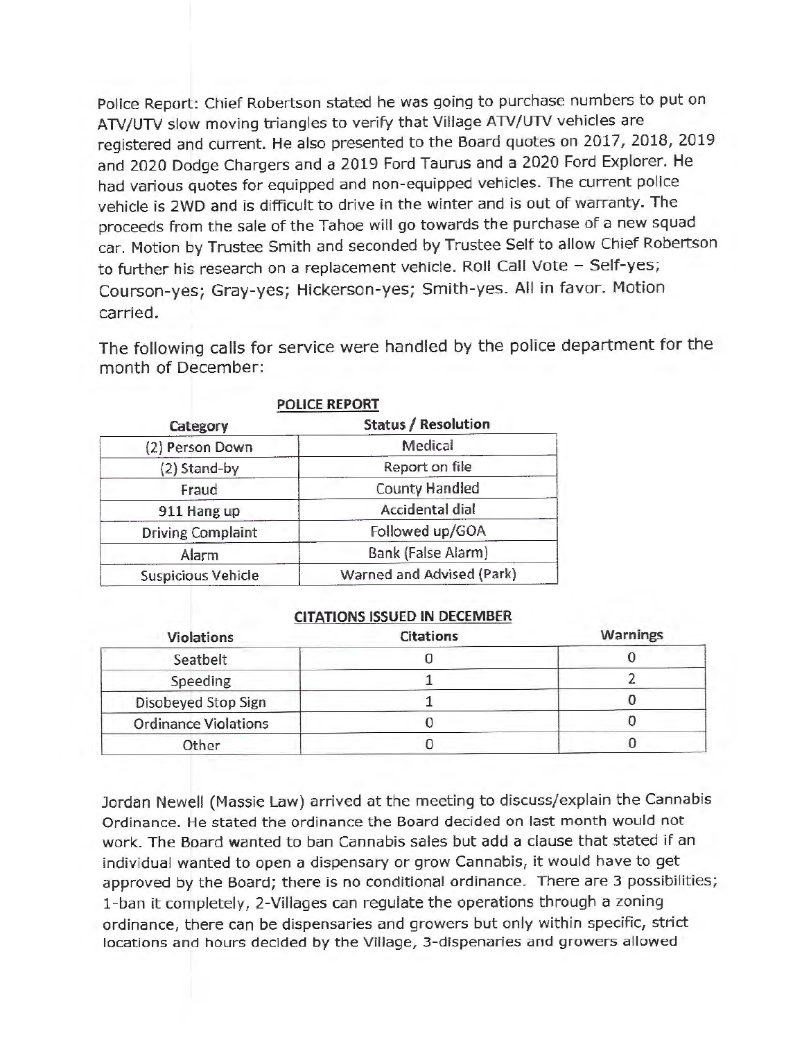Police Report: Chief Robertson stated he was going to purchase numbers to put on ATV/UTV slow moving triangles to verify that Village ATV/UTV vehicles are registered and current. He also presented to the Board quotes on 2017, 2018, 2019 and 2020 Dodge Chargers and a 2019 Ford Taurus and a 2020 Ford Explorer. He had various quotes for equipped and non-equipped vehicles. The current police vehicle is 2WD and is difficult to drive in the winter and is out of warranty. The proceeds from the sale of the Tahoe will go towards the purchase of a new squad car. Motion by Trustee Smith and seconded by Trustee Self to allow Chief Robertson to further his research on a replacement vehicle. Roll Call Vote – Self-yes; Courson-yes; Gray-yes; Hickerson-yes; Smith-yes. All in favor. Motion carried.

The following calls for service were handled by the police department for the month of December:

**POLICE REPORT**

| Category | Status / Resolution |
|---|---|
| (2) Person Down | Medical |
| (2) Stand-by | Report on file |
| Fraud | County Handled |
| 911 Hang up | Accidental dial |
| Driving Complaint | Followed up/GOA |
| Alarm | Bank (False Alarm) |
| Suspicious Vehicle | Warned and Advised (Park) |

**CITATIONS ISSUED IN DECEMBER**

| Violations | Citations | Warnings |
|---|---|---|
| Seatbelt | 0 | 0 |
| Speeding | 1 | 2 |
| Disobeyed Stop Sign | 1 | 0 |
| Ordinance Violations | 0 | 0 |
| Other | 0 | 0 |

Jordan Newell (Massie Law) arrived at the meeting to discuss/explain the Cannabis Ordinance. He stated the ordinance the Board decided on last month would not work. The Board wanted to ban Cannabis sales but add a clause that stated if an individual wanted to open a dispensary or grow Cannabis, it would have to get approved by the Board; there is no conditional ordinance. There are 3 possibilities; 1-ban it completely, 2-Villages can regulate the operations through a zoning ordinance, there can be dispensaries and growers but only within specific, strict locations and hours decided by the Village, 3-dispenaries and growers allowed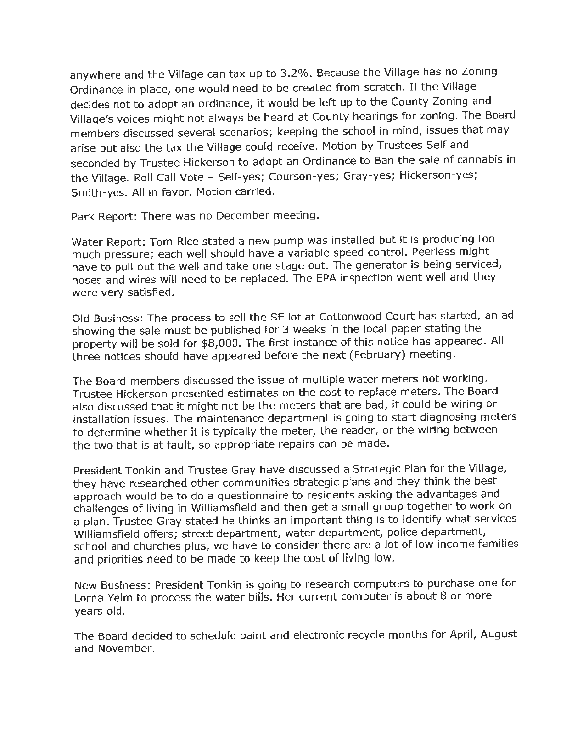anywhere and the Village can tax up to 3.2%. Because the Village has no Zoning Ordinance in place, one would need to be created from scratch. If the Village decides not to adopt an ordinance, it would be left up to the County Zoning and Village's voices might not always be heard at County hearings for zoning. The Board members discussed several scenarios; keeping the school in mind, issues that may arise but also the tax the Village could receive. Motion by Trustees Self and seconded by Trustee Hickerson to adopt an Ordinance to Ban the sale of cannabis in the Village. Roll Call Vote – Self-yes; Courson-yes; Gray-yes; Hickerson-yes; Smith-yes. All in favor. Motion carried.

Park Report: There was no December meeting.

Water Report: Tom Rice stated a new pump was installed but it is producing too much pressure; each well should have a variable speed control. Peerless might have to pull out the well and take one stage out. The generator is being serviced, hoses and wires will need to be replaced. The EPA inspection went well and they were very satisfied.

Old Business: The process to sell the SE lot at Cottonwood Court has started, an ad showing the sale must be published for 3 weeks in the local paper stating the property will be sold for $8,000. The first instance of this notice has appeared. All three notices should have appeared before the next (February) meeting.

The Board members discussed the issue of multiple water meters not working. Trustee Hickerson presented estimates on the cost to replace meters. The Board also discussed that it might not be the meters that are bad, it could be wiring or installation issues. The maintenance department is going to start diagnosing meters to determine whether it is typically the meter, the reader, or the wiring between the two that is at fault, so appropriate repairs can be made.

President Tonkin and Trustee Gray have discussed a Strategic Plan for the Village, they have researched other communities strategic plans and they think the best approach would be to do a questionnaire to residents asking the advantages and challenges of living in Williamsfield and then get a small group together to work on a plan. Trustee Gray stated he thinks an important thing is to identify what services Williamsfield offers; street department, water department, police department, school and churches plus, we have to consider there are a lot of low income families and priorities need to be made to keep the cost of living low.

New Business: President Tonkin is going to research computers to purchase one for Lorna Yelm to process the water bills. Her current computer is about 8 or more years old.

The Board decided to schedule paint and electronic recycle months for April, August and November.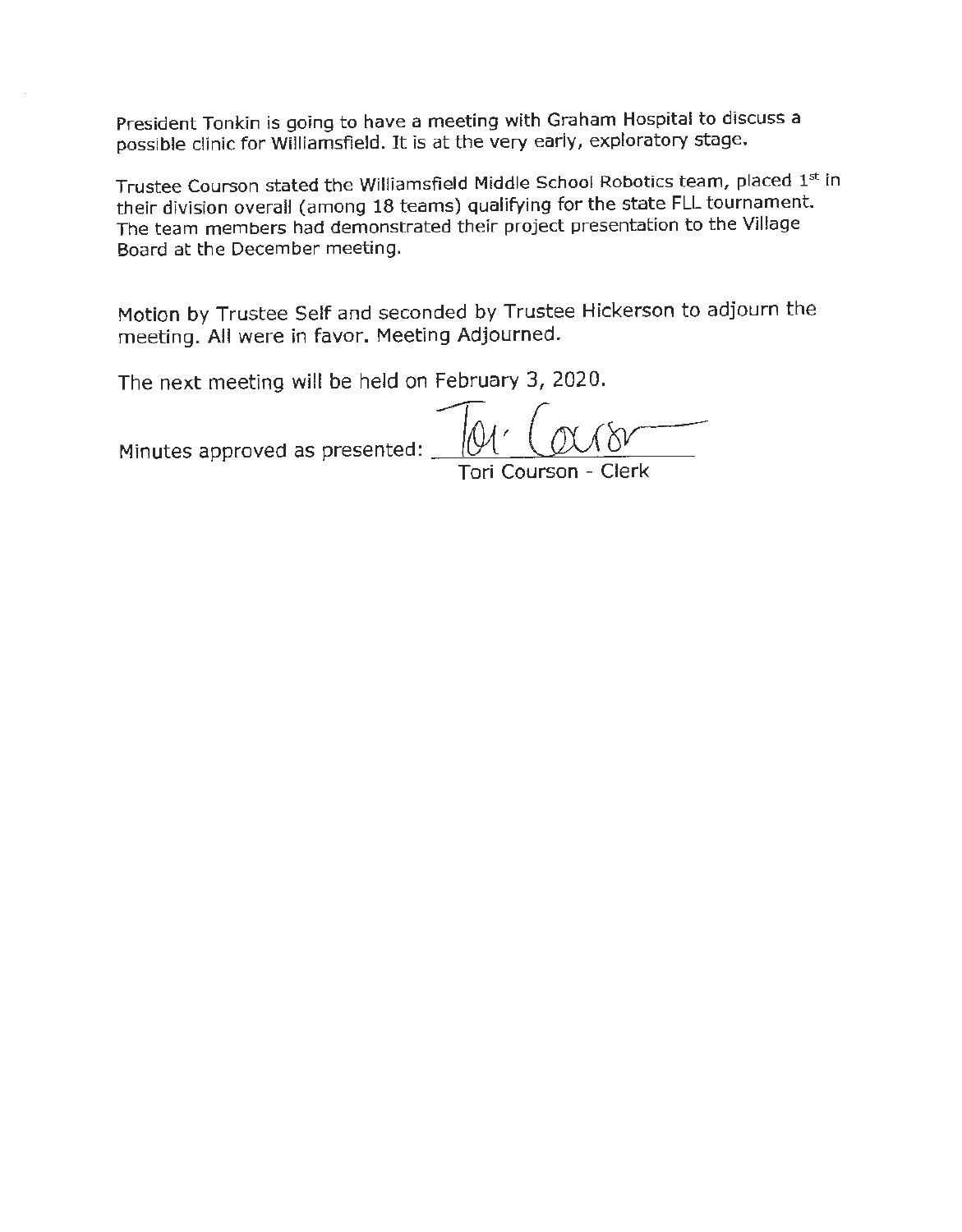President Tonkin is going to have a meeting with Graham Hospital to discuss a possible clinic for Williamsfield. It is at the very early, exploratory stage.

Trustee Courson stated the Williamsfield Middle School Robotics team, placed 1st in their division overall (among 18 teams) qualifying for the state FLL tournament. The team members had demonstrated their project presentation to the Village Board at the December meeting.

Motion by Trustee Self and seconded by Trustee Hickerson to adjourn the meeting. All were in favor. Meeting Adjourned.

The next meeting will be held on February 3, 2020.

Minutes approved as presented: ______________________
Tori Courson - Clerk